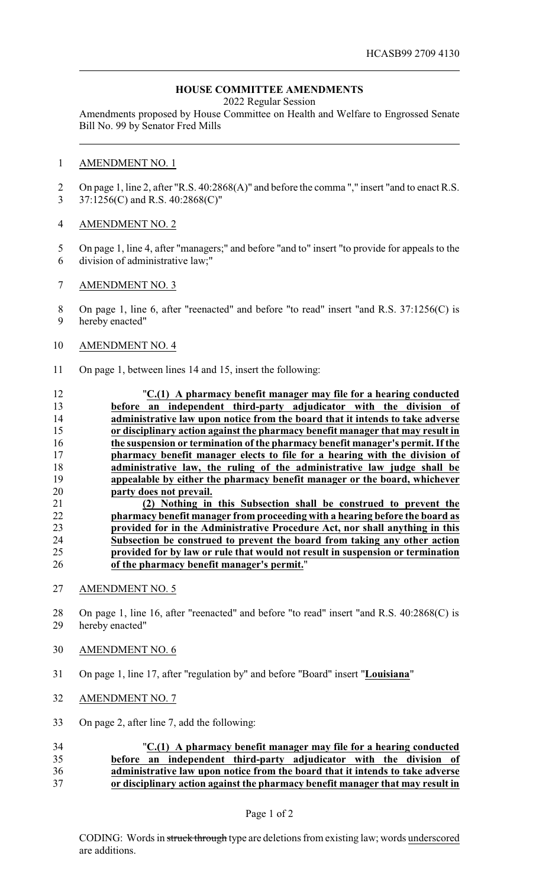HCASB99 2709 4130

## HOUSE COMMITTEE AMENDMENTS

2022 Regular Session

Amendments proposed by House Committee on Health and Welfare to Engrossed Senate Bill No. 99 by Senator Fred Mills

AMENDMENT NO. 1

On page 1, line 2, after "R.S. 40:2868(A)" and before the comma "," insert "and to enact R.S. 37:1256(C) and R.S. 40:2868(C)"

AMENDMENT NO. 2

On page 1, line 4, after "managers;" and before "and to" insert "to provide for appeals to the division of administrative law;"

AMENDMENT NO. 3

On page 1, line 6, after "reenacted" and before "to read" insert "and R.S. 37:1256(C) is hereby enacted"

AMENDMENT NO. 4

On page 1, between lines 14 and 15, insert the following:

"**C.(1) A pharmacy benefit manager may file for a hearing conducted before an independent third-party adjudicator with the division of administrative law upon notice from the board that it intends to take adverse or disciplinary action against the pharmacy benefit manager that may result in the suspension or termination of the pharmacy benefit manager's permit. If the pharmacy benefit manager elects to file for a hearing with the division of administrative law, the ruling of the administrative law judge shall be appealable by either the pharmacy benefit manager or the board, whichever party does not prevail.**

**(2) Nothing in this Subsection shall be construed to prevent the pharmacy benefit manager from proceeding with a hearing before the board as provided for in the Administrative Procedure Act, nor shall anything in this Subsection be construed to prevent the board from taking any other action provided for by law or rule that would not result in suspension or termination of the pharmacy benefit manager's permit.**"

AMENDMENT NO. 5

On page 1, line 16, after "reenacted" and before "to read" insert "and R.S. 40:2868(C) is hereby enacted"

AMENDMENT NO. 6

On page 1, line 17, after "regulation by" and before "Board" insert "**Louisiana**"

AMENDMENT NO. 7

On page 2, after line 7, add the following:

"**C.(1) A pharmacy benefit manager may file for a hearing conducted before an independent third-party adjudicator with the division of administrative law upon notice from the board that it intends to take adverse or disciplinary action against the pharmacy benefit manager that may result in**

CODING: Words in ~~struck through~~ type are deletions from existing law; words underscored are additions.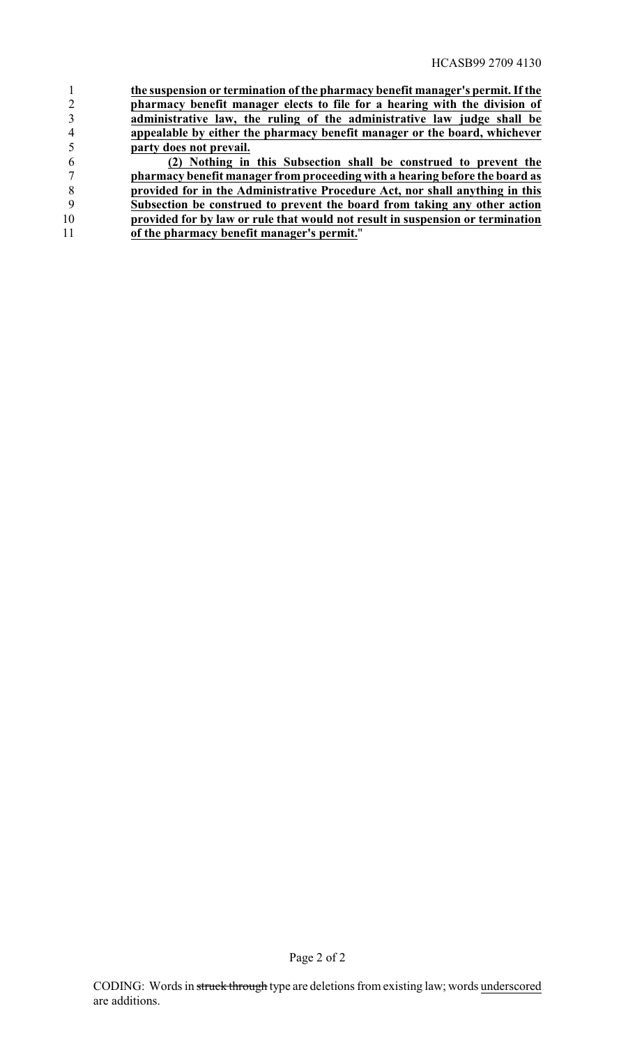**the suspension or termination of the pharmacy benefit manager's permit. If the pharmacy benefit manager elects to file for a hearing with the division of administrative law, the ruling of the administrative law judge shall be appealable by either the pharmacy benefit manager or the board, whichever party does not prevail.**

**(2) Nothing in this Subsection shall be construed to prevent the pharmacy benefit manager from proceeding with a hearing before the board as provided for in the Administrative Procedure Act, nor shall anything in this Subsection be construed to prevent the board from taking any other action provided for by law or rule that would not result in suspension or termination of the pharmacy benefit manager's permit.**"

CODING: Words in struck through type are deletions from existing law; words underscored are additions.